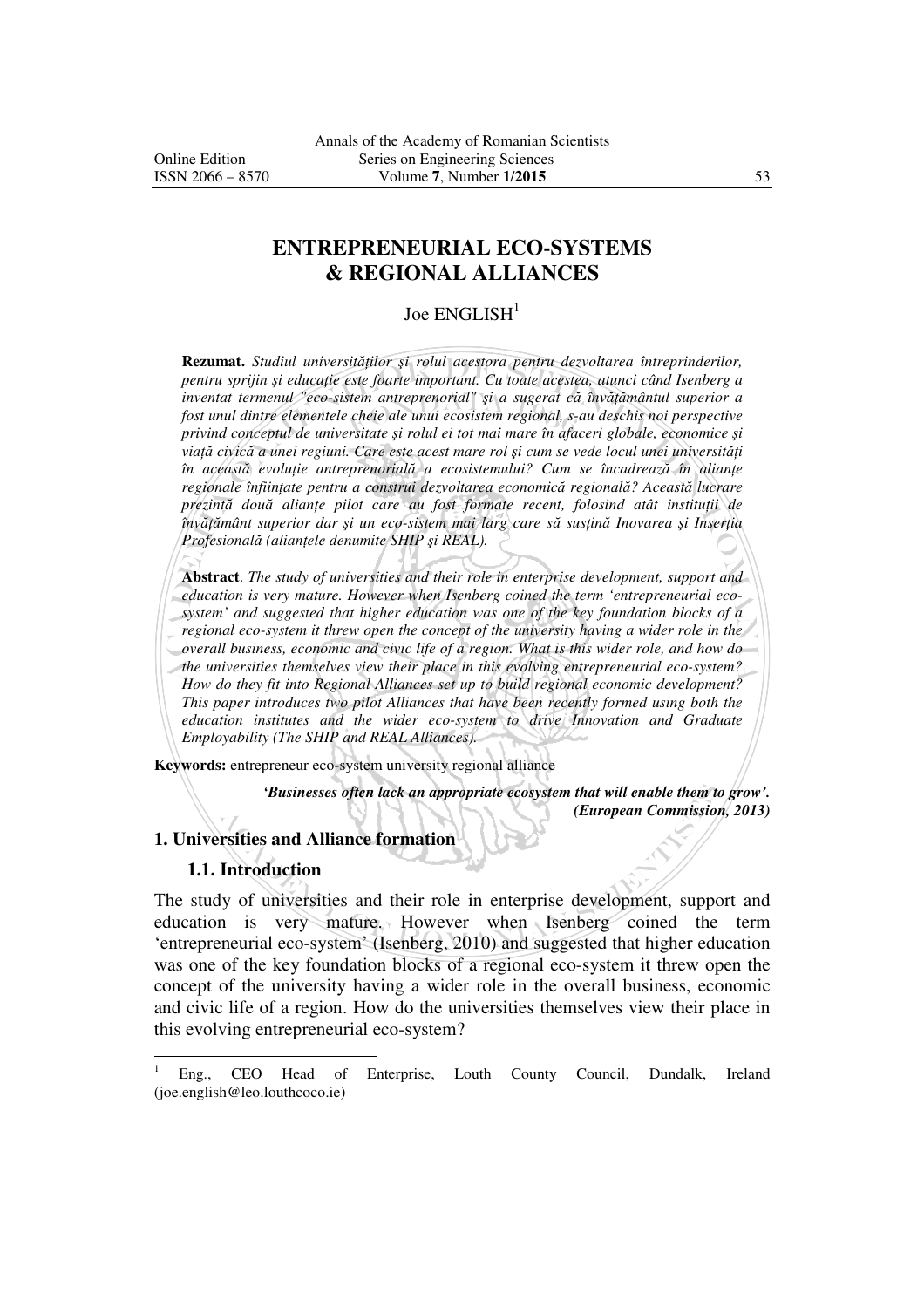# ENTREPRENEURIAL ECO-SYSTEMS & REGIONAL ALLIANCES

Joe ENGLISH[1]

**Rezumat.** *Studiul universităţilor şi rolul acestora pentru dezvoltarea întreprinderilor, pentru sprijin şi educaţie este foarte important. Cu toate acestea, atunci când Isenberg a inventat termenul "eco-sistem antreprenorial" şi a sugerat că învăţământul superior a fost unul dintre elementele cheie ale unui ecosistem regional, s-au deschis noi perspective privind conceptul de universitate şi rolul ei tot mai mare în afaceri globale, economice şi viaţă civică a unei regiuni. Care este acest mare rol şi cum se vede locul unei universităţi în această evoluţie antreprenorială a ecosistemului? Cum se încadrează în alianţe regionale înfiinţate pentru a construi dezvoltarea economică regională? Această lucrare prezintă două alianţe pilot care au fost formate recent, folosind atât instituţii de învăţământ superior dar şi un eco-sistem mai larg care să susţină Inovarea şi Inserţia Profesională (alianţele denumite SHIP şi REAL).*

**Abstract**. *The study of universities and their role in enterprise development, support and education is very mature. However when Isenberg coined the term 'entrepreneurial eco-system' and suggested that higher education was one of the key foundation blocks of a regional eco-system it threw open the concept of the university having a wider role in the overall business, economic and civic life of a region. What is this wider role, and how do the universities themselves view their place in this evolving entrepreneurial eco-system? How do they fit into Regional Alliances set up to build regional economic development? This paper introduces two pilot Alliances that have been recently formed using both the education institutes and the wider eco-system to drive Innovation and Graduate Employability (The SHIP and REAL Alliances).*

**Keywords:** entrepreneur eco-system university regional alliance

> ***'Businesses often lack an appropriate ecosystem that will enable them to grow'. (European Commission, 2013)***

## 1. Universities and Alliance formation

### 1.1. Introduction

The study of universities and their role in enterprise development, support and education is very mature. However when Isenberg coined the term 'entrepreneurial eco-system' (Isenberg, 2010) and suggested that higher education was one of the key foundation blocks of a regional eco-system it threw open the concept of the university having a wider role in the overall business, economic and civic life of a region. How do the universities themselves view their place in this evolving entrepreneurial eco-system?

---

[1] Eng., CEO Head of Enterprise, Louth County Council, Dundalk, Ireland (joe.english@leo.louthcoco.ie)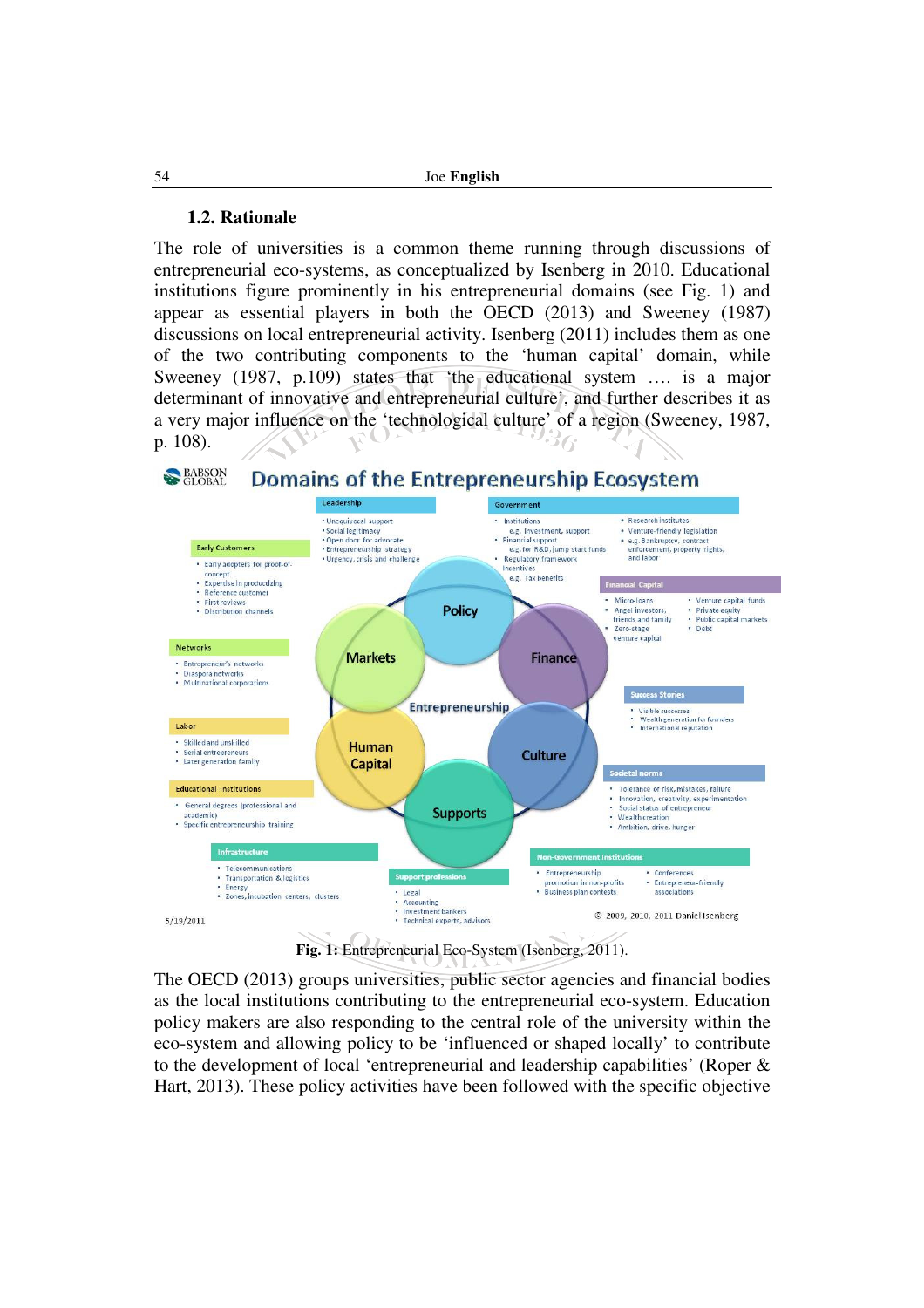### 1.2. Rationale

The role of universities is a common theme running through discussions of entrepreneurial eco-systems, as conceptualized by Isenberg in 2010. Educational institutions figure prominently in his entrepreneurial domains (see Fig. 1) and appear as essential players in both the OECD (2013) and Sweeney (1987) discussions on local entrepreneurial activity. Isenberg (2011) includes them as one of the two contributing components to the 'human capital' domain, while Sweeney (1987, p.109) states that 'the educational system …. is a major determinant of innovative and entrepreneurial culture', and further describes it as a very major influence on the 'technological culture' of a region (Sweeney, 1987, p. 108).

**Fig. 1:** Entrepreneurial Eco-System (Isenberg, 2011).

The OECD (2013) groups universities, public sector agencies and financial bodies as the local institutions contributing to the entrepreneurial eco-system. Education policy makers are also responding to the central role of the university within the eco-system and allowing policy to be 'influenced or shaped locally' to contribute to the development of local 'entrepreneurial and leadership capabilities' (Roper & Hart, 2013). These policy activities have been followed with the specific objective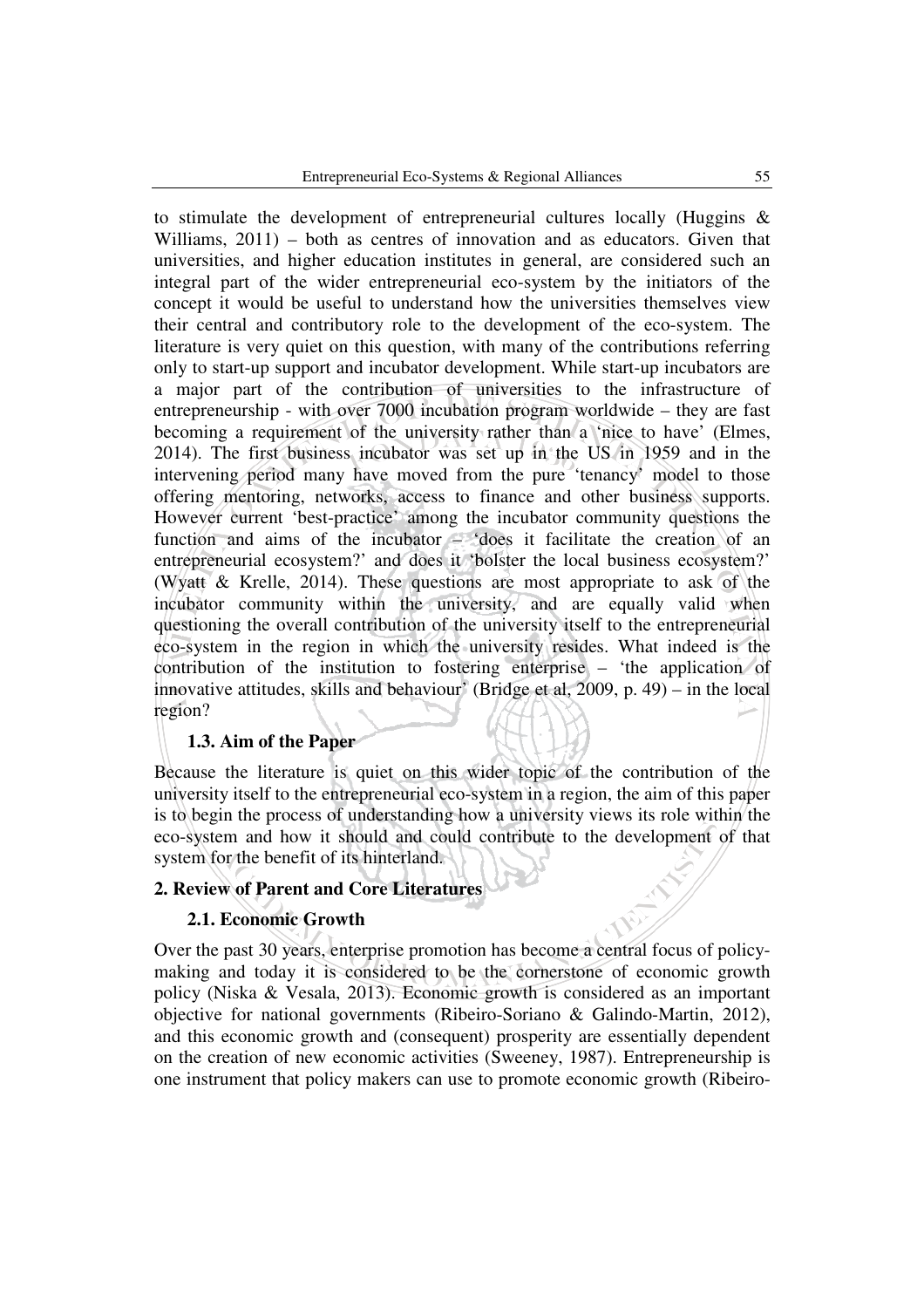to stimulate the development of entrepreneurial cultures locally (Huggins & Williams, 2011) – both as centres of innovation and as educators. Given that universities, and higher education institutes in general, are considered such an integral part of the wider entrepreneurial eco-system by the initiators of the concept it would be useful to understand how the universities themselves view their central and contributory role to the development of the eco-system. The literature is very quiet on this question, with many of the contributions referring only to start-up support and incubator development. While start-up incubators are a major part of the contribution of universities to the infrastructure of entrepreneurship - with over 7000 incubation program worldwide – they are fast becoming a requirement of the university rather than a 'nice to have' (Elmes, 2014). The first business incubator was set up in the US in 1959 and in the intervening period many have moved from the pure 'tenancy' model to those offering mentoring, networks, access to finance and other business supports. However current 'best-practice' among the incubator community questions the function and aims of the incubator – 'does it facilitate the creation of an entrepreneurial ecosystem?' and does it 'bolster the local business ecosystem?' (Wyatt & Krelle, 2014). These questions are most appropriate to ask of the incubator community within the university, and are equally valid when questioning the overall contribution of the university itself to the entrepreneurial eco-system in the region in which the university resides. What indeed is the contribution of the institution to fostering enterprise – 'the application of innovative attitudes, skills and behaviour' (Bridge et al, 2009, p. 49) – in the local region?

### 1.3. Aim of the Paper

Because the literature is quiet on this wider topic of the contribution of the university itself to the entrepreneurial eco-system in a region, the aim of this paper is to begin the process of understanding how a university views its role within the eco-system and how it should and could contribute to the development of that system for the benefit of its hinterland.

## 2. Review of Parent and Core Literatures

### 2.1. Economic Growth

Over the past 30 years, enterprise promotion has become a central focus of policy-making and today it is considered to be the cornerstone of economic growth policy (Niska & Vesala, 2013). Economic growth is considered as an important objective for national governments (Ribeiro-Soriano & Galindo-Martin, 2012), and this economic growth and (consequent) prosperity are essentially dependent on the creation of new economic activities (Sweeney, 1987). Entrepreneurship is one instrument that policy makers can use to promote economic growth (Ribeiro-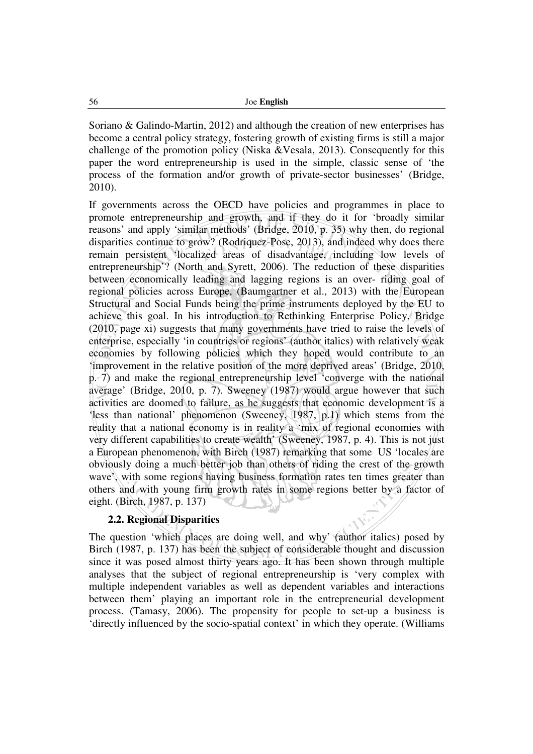Soriano & Galindo-Martin, 2012) and although the creation of new enterprises has become a central policy strategy, fostering growth of existing firms is still a major challenge of the promotion policy (Niska &Vesala, 2013). Consequently for this paper the word entrepreneurship is used in the simple, classic sense of 'the process of the formation and/or growth of private-sector businesses' (Bridge, 2010).

If governments across the OECD have policies and programmes in place to promote entrepreneurship and growth, and if they do it for 'broadly similar reasons' and apply 'similar methods' (Bridge, 2010, p. 35) why then, do regional disparities continue to grow? (Rodriquez-Pose, 2013), and indeed why does there remain persistent 'localized areas of disadvantage, including low levels of entrepreneurship'? (North and Syrett, 2006). The reduction of these disparities between economically leading and lagging regions is an over- riding goal of regional policies across Europe, (Baumgartner et al., 2013) with the European Structural and Social Funds being the prime instruments deployed by the EU to achieve this goal. In his introduction to Rethinking Enterprise Policy, Bridge (2010, page xi) suggests that many governments have tried to raise the levels of enterprise, especially 'in countries or regions' (author italics) with relatively weak economies by following policies which they hoped would contribute to an 'improvement in the relative position of the more deprived areas' (Bridge, 2010, p. 7) and make the regional entrepreneurship level 'converge with the national average' (Bridge, 2010, p. 7). Sweeney (1987) would argue however that such activities are doomed to failure, as he suggests that economic development is a 'less than national' phenomenon (Sweeney, 1987, p.1) which stems from the reality that a national economy is in reality a 'mix of regional economies with very different capabilities to create wealth' (Sweeney, 1987, p. 4). This is not just a European phenomenon, with Birch (1987) remarking that some US 'locales are obviously doing a much better job than others of riding the crest of the growth wave', with some regions having business formation rates ten times greater than others and with young firm growth rates in some regions better by a factor of eight. (Birch, 1987, p. 137)

### 2.2. Regional Disparities

The question 'which places are doing well, and why' (author italics) posed by Birch (1987, p. 137) has been the subject of considerable thought and discussion since it was posed almost thirty years ago. It has been shown through multiple analyses that the subject of regional entrepreneurship is 'very complex with multiple independent variables as well as dependent variables and interactions between them' playing an important role in the entrepreneurial development process. (Tamasy, 2006). The propensity for people to set-up a business is 'directly influenced by the socio-spatial context' in which they operate. (Williams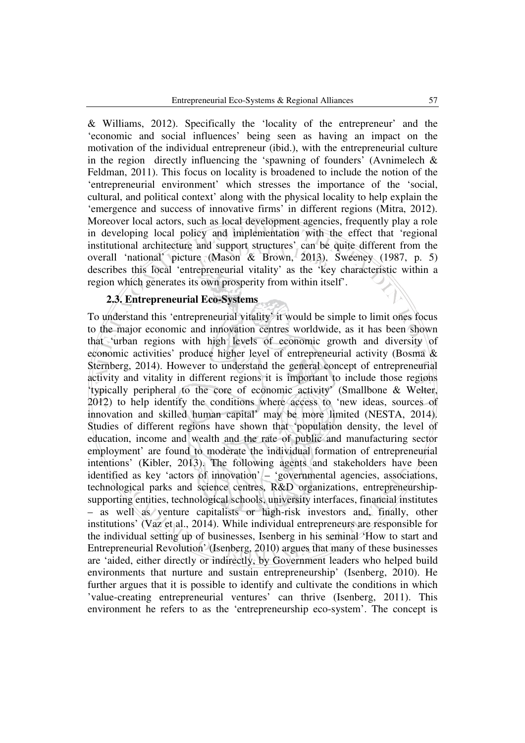& Williams, 2012). Specifically the 'locality of the entrepreneur' and the 'economic and social influences' being seen as having an impact on the motivation of the individual entrepreneur (ibid.), with the entrepreneurial culture in the region directly influencing the 'spawning of founders' (Avnimelech & Feldman, 2011). This focus on locality is broadened to include the notion of the 'entrepreneurial environment' which stresses the importance of the 'social, cultural, and political context' along with the physical locality to help explain the 'emergence and success of innovative firms' in different regions (Mitra, 2012). Moreover local actors, such as local development agencies, frequently play a role in developing local policy and implementation with the effect that 'regional institutional architecture and support structures' can be quite different from the overall 'national' picture (Mason & Brown, 2013). Sweeney (1987, p. 5) describes this local 'entrepreneurial vitality' as the 'key characteristic within a region which generates its own prosperity from within itself'.

### 2.3. Entrepreneurial Eco-Systems

To understand this 'entrepreneurial vitality' it would be simple to limit ones focus to the major economic and innovation centres worldwide, as it has been shown that 'urban regions with high levels of economic growth and diversity of economic activities' produce higher level of entrepreneurial activity (Bosma & Sternberg, 2014). However to understand the general concept of entrepreneurial activity and vitality in different regions it is important to include those regions 'typically peripheral to the core of economic activity' (Smallbone & Welter, 2012) to help identify the conditions where access to 'new ideas, sources of innovation and skilled human capital' may be more limited (NESTA, 2014). Studies of different regions have shown that 'population density, the level of education, income and wealth and the rate of public and manufacturing sector employment' are found to moderate the individual formation of entrepreneurial intentions' (Kibler, 2013). The following agents and stakeholders have been identified as key 'actors of innovation' – 'governmental agencies, associations, technological parks and science centres, R&D organizations, entrepreneurship-supporting entities, technological schools, university interfaces, financial institutes – as well as venture capitalists or high-risk investors and, finally, other institutions' (Vaz et al., 2014). While individual entrepreneurs are responsible for the individual setting up of businesses, Isenberg in his seminal 'How to start and Entrepreneurial Revolution' (Isenberg, 2010) argues that many of these businesses are 'aided, either directly or indirectly, by Government leaders who helped build environments that nurture and sustain entrepreneurship' (Isenberg, 2010). He further argues that it is possible to identify and cultivate the conditions in which 'value-creating entrepreneurial ventures' can thrive (Isenberg, 2011). This environment he refers to as the 'entrepreneurship eco-system'. The concept is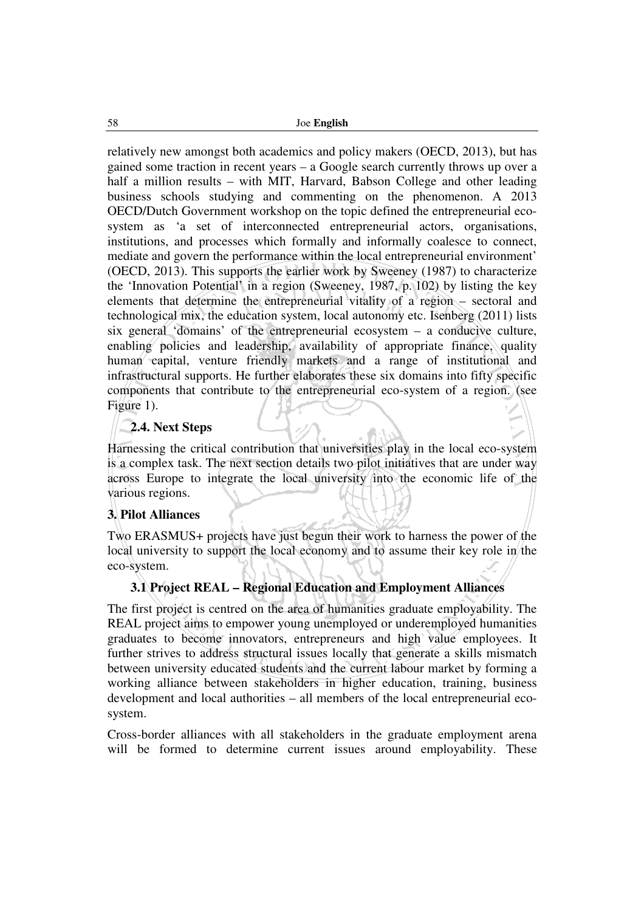relatively new amongst both academics and policy makers (OECD, 2013), but has gained some traction in recent years – a Google search currently throws up over a half a million results – with MIT, Harvard, Babson College and other leading business schools studying and commenting on the phenomenon. A 2013 OECD/Dutch Government workshop on the topic defined the entrepreneurial eco-system as 'a set of interconnected entrepreneurial actors, organisations, institutions, and processes which formally and informally coalesce to connect, mediate and govern the performance within the local entrepreneurial environment' (OECD, 2013). This supports the earlier work by Sweeney (1987) to characterize the 'Innovation Potential' in a region (Sweeney, 1987, p. 102) by listing the key elements that determine the entrepreneurial vitality of a region – sectoral and technological mix, the education system, local autonomy etc. Isenberg (2011) lists six general 'domains' of the entrepreneurial ecosystem – a conducive culture, enabling policies and leadership, availability of appropriate finance, quality human capital, venture friendly markets and a range of institutional and infrastructural supports. He further elaborates these six domains into fifty specific components that contribute to the entrepreneurial eco-system of a region. (see Figure 1).

### 2.4. Next Steps

Harnessing the critical contribution that universities play in the local eco-system is a complex task. The next section details two pilot initiatives that are under way across Europe to integrate the local university into the economic life of the various regions.

## 3. Pilot Alliances

Two ERASMUS+ projects have just begun their work to harness the power of the local university to support the local economy and to assume their key role in the eco-system.

### 3.1 Project REAL – Regional Education and Employment Alliances

The first project is centred on the area of humanities graduate employability. The REAL project aims to empower young unemployed or underemployed humanities graduates to become innovators, entrepreneurs and high value employees. It further strives to address structural issues locally that generate a skills mismatch between university educated students and the current labour market by forming a working alliance between stakeholders in higher education, training, business development and local authorities – all members of the local entrepreneurial eco-system.

Cross-border alliances with all stakeholders in the graduate employment arena will be formed to determine current issues around employability. These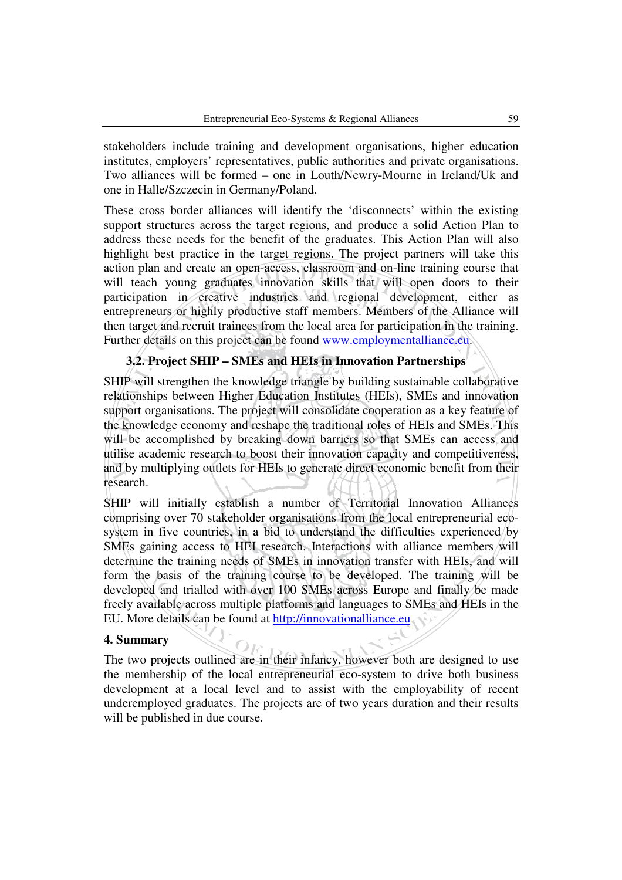stakeholders include training and development organisations, higher education institutes, employers' representatives, public authorities and private organisations. Two alliances will be formed – one in Louth/Newry-Mourne in Ireland/Uk and one in Halle/Szczecin in Germany/Poland.

These cross border alliances will identify the 'disconnects' within the existing support structures across the target regions, and produce a solid Action Plan to address these needs for the benefit of the graduates. This Action Plan will also highlight best practice in the target regions. The project partners will take this action plan and create an open-access, classroom and on-line training course that will teach young graduates innovation skills that will open doors to their participation in creative industries and regional development, either as entrepreneurs or highly productive staff members. Members of the Alliance will then target and recruit trainees from the local area for participation in the training. Further details on this project can be found www.employmentalliance.eu.

### 3.2. Project SHIP – SMEs and HEIs in Innovation Partnerships

SHIP will strengthen the knowledge triangle by building sustainable collaborative relationships between Higher Education Institutes (HEIs), SMEs and innovation support organisations. The project will consolidate cooperation as a key feature of the knowledge economy and reshape the traditional roles of HEIs and SMEs. This will be accomplished by breaking down barriers so that SMEs can access and utilise academic research to boost their innovation capacity and competitiveness, and by multiplying outlets for HEIs to generate direct economic benefit from their research.

SHIP will initially establish a number of Territorial Innovation Alliances comprising over 70 stakeholder organisations from the local entrepreneurial eco-system in five countries, in a bid to understand the difficulties experienced by SMEs gaining access to HEI research. Interactions with alliance members will determine the training needs of SMEs in innovation transfer with HEIs, and will form the basis of the training course to be developed. The training will be developed and trialled with over 100 SMEs across Europe and finally be made freely available across multiple platforms and languages to SMEs and HEIs in the EU. More details can be found at http://innovationalliance.eu

## 4. Summary

The two projects outlined are in their infancy, however both are designed to use the membership of the local entrepreneurial eco-system to drive both business development at a local level and to assist with the employability of recent underemployed graduates. The projects are of two years duration and their results will be published in due course.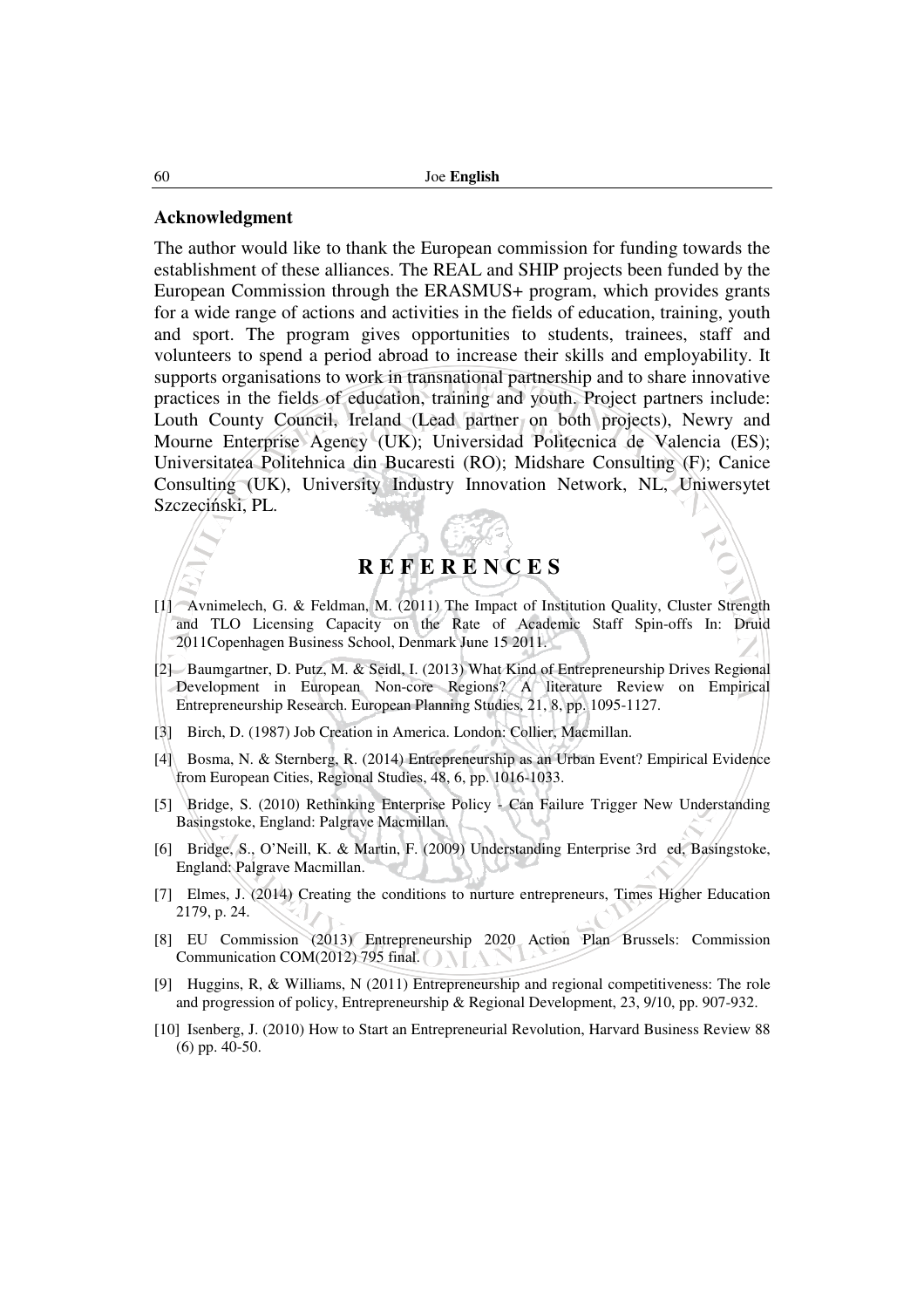## Acknowledgment

The author would like to thank the European commission for funding towards the establishment of these alliances. The REAL and SHIP projects been funded by the European Commission through the ERASMUS+ program, which provides grants for a wide range of actions and activities in the fields of education, training, youth and sport. The program gives opportunities to students, trainees, staff and volunteers to spend a period abroad to increase their skills and employability. It supports organisations to work in transnational partnership and to share innovative practices in the fields of education, training and youth. Project partners include: Louth County Council, Ireland (Lead partner on both projects), Newry and Mourne Enterprise Agency (UK); Universidad Politecnica de Valencia (ES); Universitatea Politehnica din Bucaresti (RO); Midshare Consulting (F); Canice Consulting (UK), University Industry Innovation Network, NL, Uniwersytet Szczeciński, PL.

## REFERENCES

[1] Avnimelech, G. & Feldman, M. (2011) The Impact of Institution Quality, Cluster Strength and TLO Licensing Capacity on the Rate of Academic Staff Spin-offs In: Druid 2011Copenhagen Business School, Denmark June 15 2011.

[2] Baumgartner, D. Putz, M. & Seidl, I. (2013) What Kind of Entrepreneurship Drives Regional Development in European Non-core Regions? A literature Review on Empirical Entrepreneurship Research. European Planning Studies, 21, 8, pp. 1095-1127.

[3] Birch, D. (1987) Job Creation in America. London: Collier, Macmillan.

[4] Bosma, N. & Sternberg, R. (2014) Entrepreneurship as an Urban Event? Empirical Evidence from European Cities, Regional Studies, 48, 6, pp. 1016-1033.

[5] Bridge, S. (2010) Rethinking Enterprise Policy - Can Failure Trigger New Understanding Basingstoke, England: Palgrave Macmillan.

[6] Bridge, S., O'Neill, K. & Martin, F. (2009) Understanding Enterprise 3rd ed, Basingstoke, England: Palgrave Macmillan.

[7] Elmes, J. (2014) Creating the conditions to nurture entrepreneurs, Times Higher Education 2179, p. 24.

[8] EU Commission (2013) Entrepreneurship 2020 Action Plan Brussels: Commission Communication COM(2012) 795 final.

[9] Huggins, R, & Williams, N (2011) Entrepreneurship and regional competitiveness: The role and progression of policy, Entrepreneurship & Regional Development, 23, 9/10, pp. 907-932.

[10] Isenberg, J. (2010) How to Start an Entrepreneurial Revolution, Harvard Business Review 88 (6) pp. 40-50.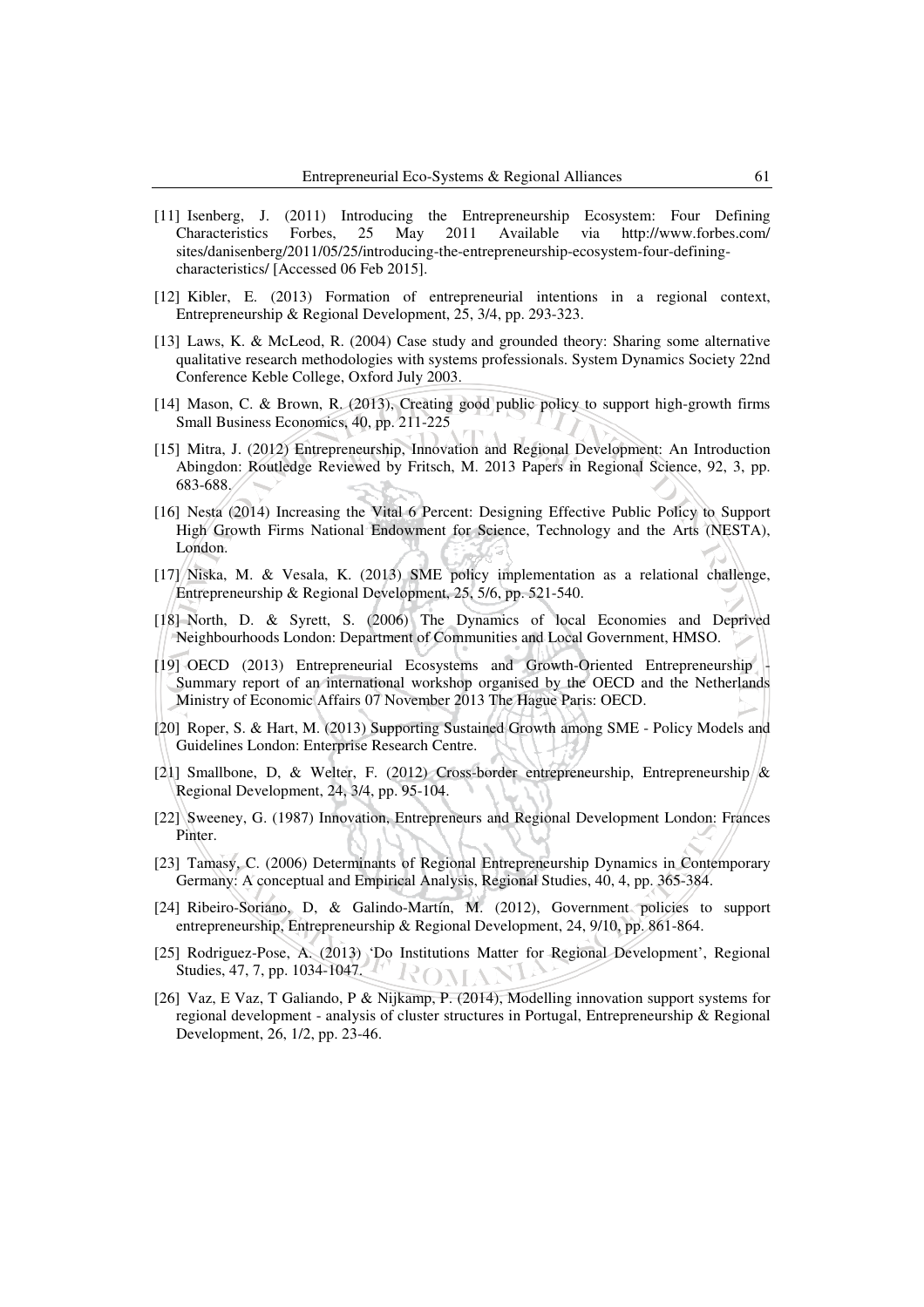[11] Isenberg, J. (2011) Introducing the Entrepreneurship Ecosystem: Four Defining Characteristics Forbes, 25 May 2011 Available via http://www.forbes.com/ sites/danisenberg/2011/05/25/introducing-the-entrepreneurship-ecosystem-four-defining-characteristics/ [Accessed 06 Feb 2015].

[12] Kibler, E. (2013) Formation of entrepreneurial intentions in a regional context, Entrepreneurship & Regional Development, 25, 3/4, pp. 293-323.

[13] Laws, K. & McLeod, R. (2004) Case study and grounded theory: Sharing some alternative qualitative research methodologies with systems professionals. System Dynamics Society 22nd Conference Keble College, Oxford July 2003.

[14] Mason, C. & Brown, R. (2013), Creating good public policy to support high-growth firms Small Business Economics, 40, pp. 211-225

[15] Mitra, J. (2012) Entrepreneurship, Innovation and Regional Development: An Introduction Abingdon: Routledge Reviewed by Fritsch, M. 2013 Papers in Regional Science, 92, 3, pp. 683-688.

[16] Nesta (2014) Increasing the Vital 6 Percent: Designing Effective Public Policy to Support High Growth Firms National Endowment for Science, Technology and the Arts (NESTA), London.

[17] Niska, M. & Vesala, K. (2013) SME policy implementation as a relational challenge, Entrepreneurship & Regional Development, 25, 5/6, pp. 521-540.

[18] North, D. & Syrett, S. (2006) The Dynamics of local Economies and Deprived Neighbourhoods London: Department of Communities and Local Government, HMSO.

[19] OECD (2013) Entrepreneurial Ecosystems and Growth-Oriented Entrepreneurship - Summary report of an international workshop organised by the OECD and the Netherlands Ministry of Economic Affairs 07 November 2013 The Hague Paris: OECD.

[20] Roper, S. & Hart, M. (2013) Supporting Sustained Growth among SME - Policy Models and Guidelines London: Enterprise Research Centre.

[21] Smallbone, D, & Welter, F. (2012) Cross-border entrepreneurship, Entrepreneurship & Regional Development, 24, 3/4, pp. 95-104.

[22] Sweeney, G. (1987) Innovation, Entrepreneurs and Regional Development London: Frances Pinter.

[23] Tamasy, C. (2006) Determinants of Regional Entrepreneurship Dynamics in Contemporary Germany: A conceptual and Empirical Analysis, Regional Studies, 40, 4, pp. 365-384.

[24] Ribeiro-Soriano, D, & Galindo-Martín, M. (2012), Government policies to support entrepreneurship, Entrepreneurship & Regional Development, 24, 9/10, pp. 861-864.

[25] Rodriguez-Pose, A. (2013) 'Do Institutions Matter for Regional Development', Regional Studies, 47, 7, pp. 1034-1047.

[26] Vaz, E Vaz, T Galiando, P & Nijkamp, P. (2014), Modelling innovation support systems for regional development - analysis of cluster structures in Portugal, Entrepreneurship & Regional Development, 26, 1/2, pp. 23-46.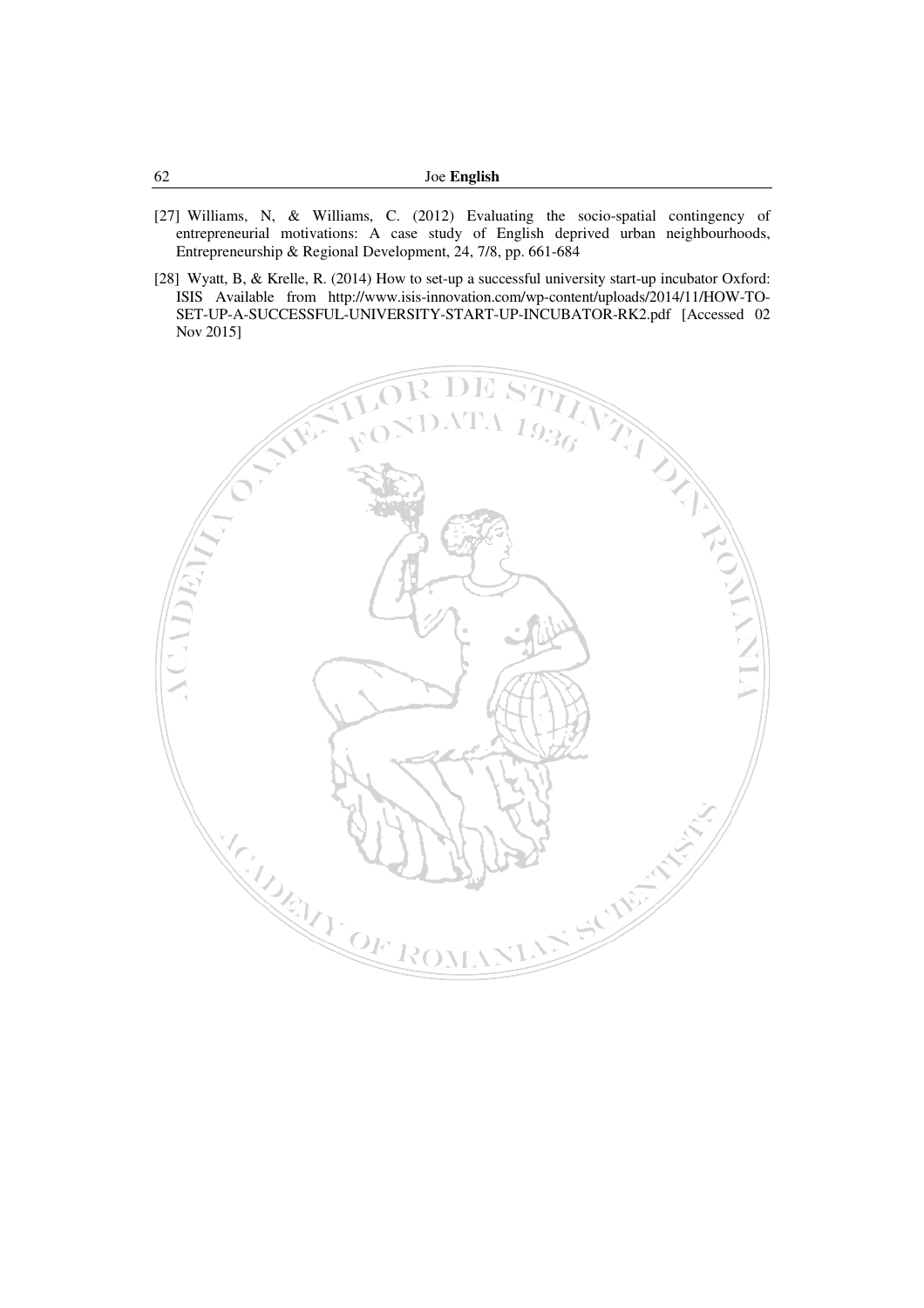[27] Williams, N, & Williams, C. (2012) Evaluating the socio-spatial contingency of entrepreneurial motivations: A case study of English deprived urban neighbourhoods, Entrepreneurship & Regional Development, 24, 7/8, pp. 661-684

[28] Wyatt, B, & Krelle, R. (2014) How to set-up a successful university start-up incubator Oxford: ISIS Available from http://www.isis-innovation.com/wp-content/uploads/2014/11/HOW-TO-SET-UP-A-SUCCESSFUL-UNIVERSITY-START-UP-INCUBATOR-RK2.pdf [Accessed 02 Nov 2015]